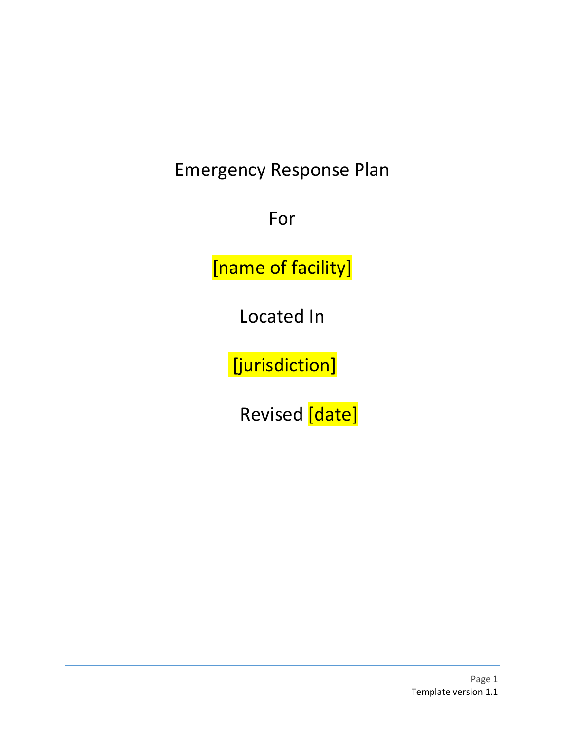# Emergency Response Plan

For

[name of facility]

Located In

[jurisdiction]

Revised [date]

Template version 1.1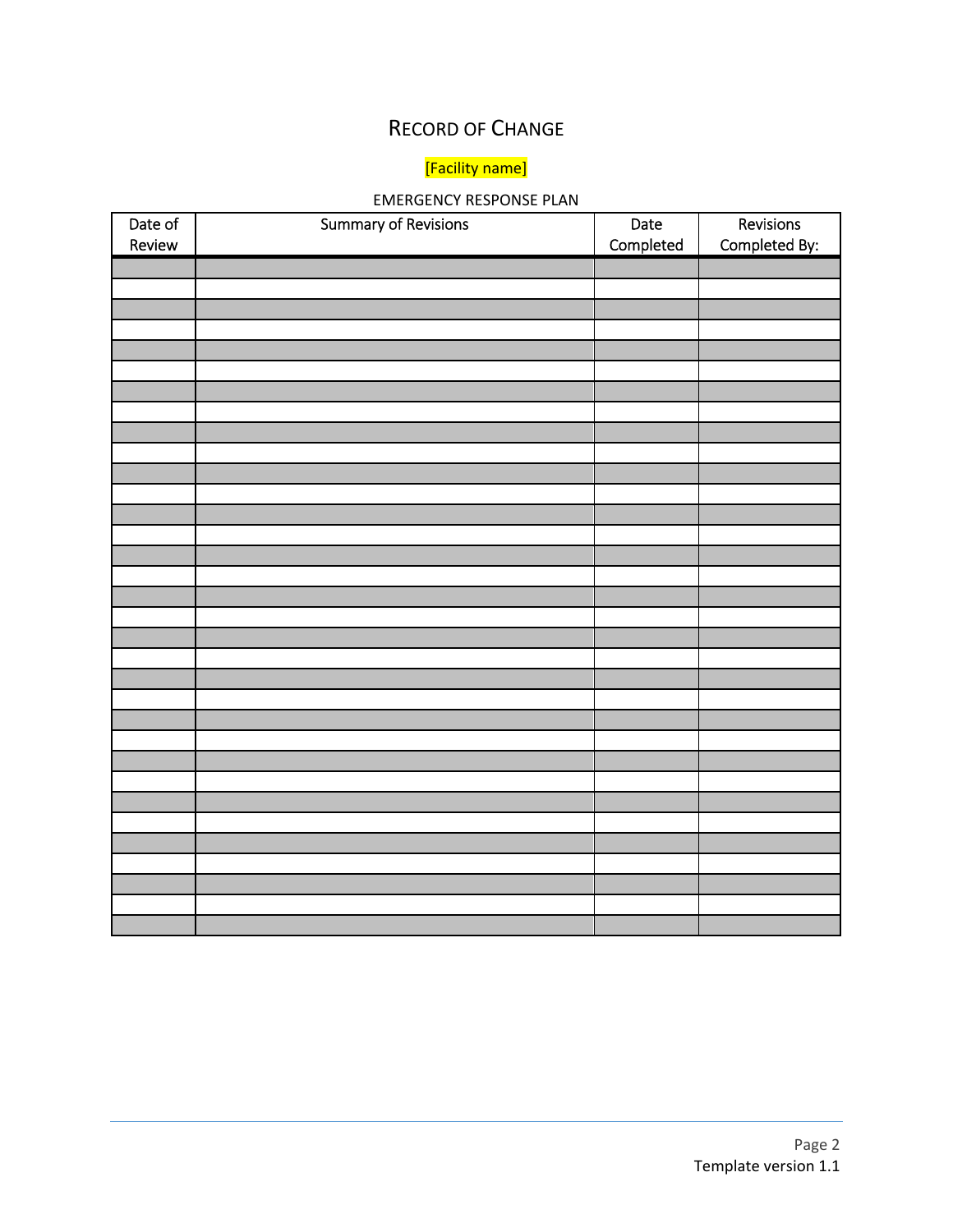# RECORD OF CHANGE

[Facility name]

EMERGENCY RESPONSE PLAN

| Date of Review | Summary of Revisions | Date Completed | Revisions Completed By: |
|---|---|---|---|
| | | | |
| | | | |
| | | | |
| | | | |
| | | | |
| | | | |
| | | | |
| | | | |
| | | | |
| | | | |
| | | | |
| | | | |
| | | | |
| | | | |
| | | | |
| | | | |
| | | | |
| | | | |
| | | | |
| | | | |
| | | | |
| | | | |
| | | | |
| | | | |
| | | | |
| | | | |
| | | | |
| | | | |
| | | | |
| | | | |
| | | | |
| | | | |
| | | | |

Template version 1.1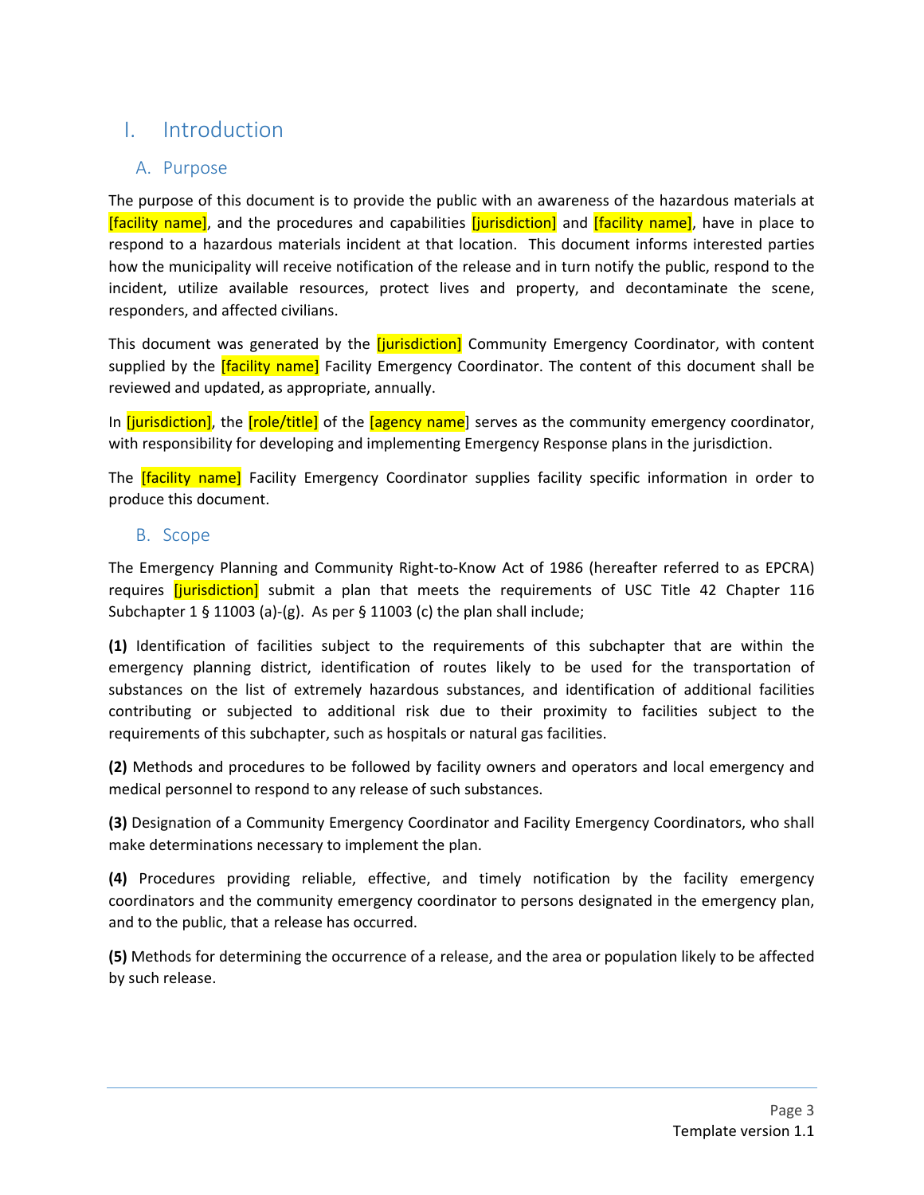# I. Introduction

## A. Purpose

The purpose of this document is to provide the public with an awareness of the hazardous materials at [facility name], and the procedures and capabilities [jurisdiction] and [facility name], have in place to respond to a hazardous materials incident at that location. This document informs interested parties how the municipality will receive notification of the release and in turn notify the public, respond to the incident, utilize available resources, protect lives and property, and decontaminate the scene, responders, and affected civilians.

This document was generated by the [jurisdiction] Community Emergency Coordinator, with content supplied by the [facility name] Facility Emergency Coordinator. The content of this document shall be reviewed and updated, as appropriate, annually.

In [jurisdiction], the [role/title] of the [agency name] serves as the community emergency coordinator, with responsibility for developing and implementing Emergency Response plans in the jurisdiction.

The [facility name] Facility Emergency Coordinator supplies facility specific information in order to produce this document.

## B. Scope

The Emergency Planning and Community Right-to-Know Act of 1986 (hereafter referred to as EPCRA) requires [jurisdiction] submit a plan that meets the requirements of USC Title 42 Chapter 116 Subchapter 1 § 11003 (a)-(g). As per § 11003 (c) the plan shall include;

**(1)** Identification of facilities subject to the requirements of this subchapter that are within the emergency planning district, identification of routes likely to be used for the transportation of substances on the list of extremely hazardous substances, and identification of additional facilities contributing or subjected to additional risk due to their proximity to facilities subject to the requirements of this subchapter, such as hospitals or natural gas facilities.

**(2)** Methods and procedures to be followed by facility owners and operators and local emergency and medical personnel to respond to any release of such substances.

**(3)** Designation of a Community Emergency Coordinator and Facility Emergency Coordinators, who shall make determinations necessary to implement the plan.

**(4)** Procedures providing reliable, effective, and timely notification by the facility emergency coordinators and the community emergency coordinator to persons designated in the emergency plan, and to the public, that a release has occurred.

**(5)** Methods for determining the occurrence of a release, and the area or population likely to be affected by such release.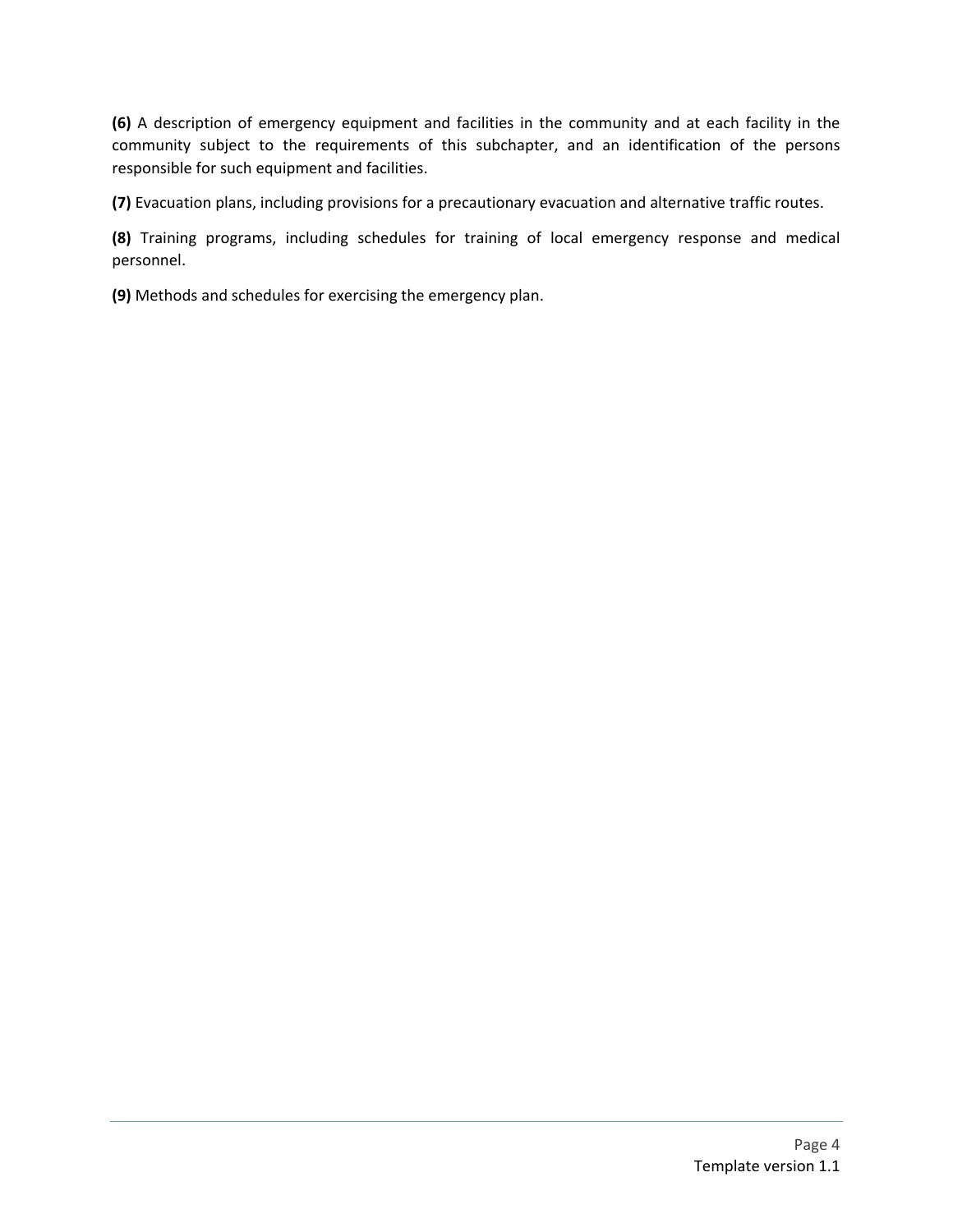**(6)** A description of emergency equipment and facilities in the community and at each facility in the community subject to the requirements of this subchapter, and an identification of the persons responsible for such equipment and facilities.

**(7)** Evacuation plans, including provisions for a precautionary evacuation and alternative traffic routes.

**(8)** Training programs, including schedules for training of local emergency response and medical personnel.

**(9)** Methods and schedules for exercising the emergency plan.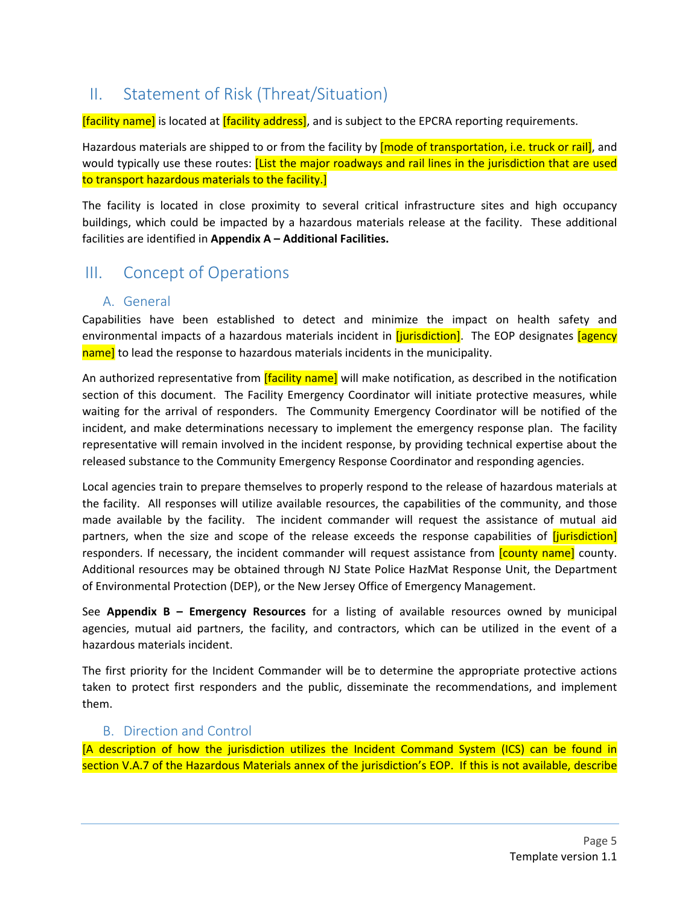## II. Statement of Risk (Threat/Situation)

[facility name] is located at [facility address], and is subject to the EPCRA reporting requirements.

Hazardous materials are shipped to or from the facility by [mode of transportation, i.e. truck or rail], and would typically use these routes: [List the major roadways and rail lines in the jurisdiction that are used to transport hazardous materials to the facility.]

The facility is located in close proximity to several critical infrastructure sites and high occupancy buildings, which could be impacted by a hazardous materials release at the facility. These additional facilities are identified in **Appendix A – Additional Facilities.**

## III. Concept of Operations

### A. General

Capabilities have been established to detect and minimize the impact on health safety and environmental impacts of a hazardous materials incident in [jurisdiction]. The EOP designates [agency name] to lead the response to hazardous materials incidents in the municipality.

An authorized representative from [facility name] will make notification, as described in the notification section of this document. The Facility Emergency Coordinator will initiate protective measures, while waiting for the arrival of responders. The Community Emergency Coordinator will be notified of the incident, and make determinations necessary to implement the emergency response plan. The facility representative will remain involved in the incident response, by providing technical expertise about the released substance to the Community Emergency Response Coordinator and responding agencies.

Local agencies train to prepare themselves to properly respond to the release of hazardous materials at the facility. All responses will utilize available resources, the capabilities of the community, and those made available by the facility. The incident commander will request the assistance of mutual aid partners, when the size and scope of the release exceeds the response capabilities of [jurisdiction] responders. If necessary, the incident commander will request assistance from [county name] county. Additional resources may be obtained through NJ State Police HazMat Response Unit, the Department of Environmental Protection (DEP), or the New Jersey Office of Emergency Management.

See **Appendix B – Emergency Resources** for a listing of available resources owned by municipal agencies, mutual aid partners, the facility, and contractors, which can be utilized in the event of a hazardous materials incident.

The first priority for the Incident Commander will be to determine the appropriate protective actions taken to protect first responders and the public, disseminate the recommendations, and implement them.

### B. Direction and Control

[A description of how the jurisdiction utilizes the Incident Command System (ICS) can be found in section V.A.7 of the Hazardous Materials annex of the jurisdiction's EOP. If this is not available, describe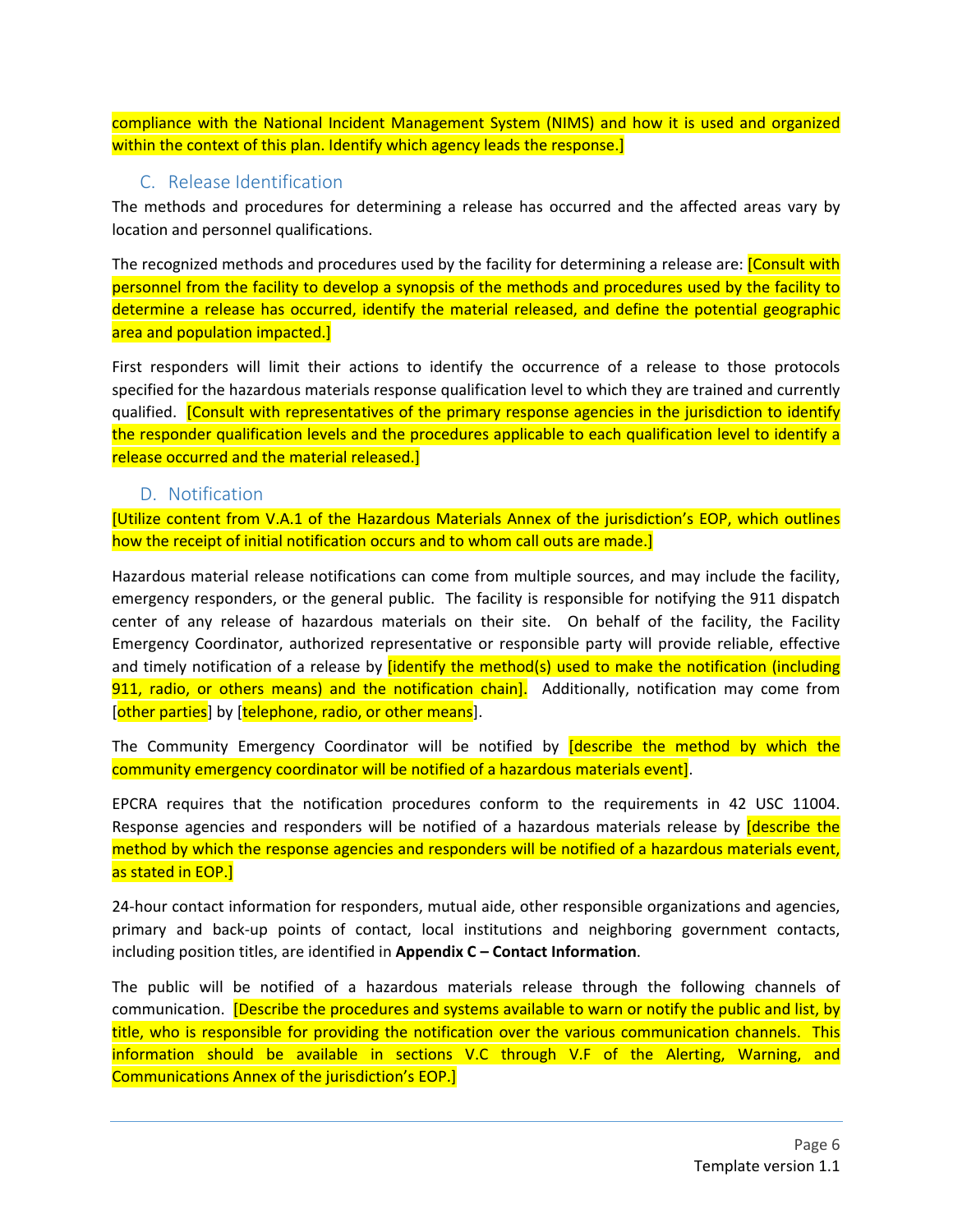compliance with the National Incident Management System (NIMS) and how it is used and organized within the context of this plan. Identify which agency leads the response.]

## C. Release Identification

The methods and procedures for determining a release has occurred and the affected areas vary by location and personnel qualifications.

The recognized methods and procedures used by the facility for determining a release are: [Consult with personnel from the facility to develop a synopsis of the methods and procedures used by the facility to determine a release has occurred, identify the material released, and define the potential geographic area and population impacted.]

First responders will limit their actions to identify the occurrence of a release to those protocols specified for the hazardous materials response qualification level to which they are trained and currently qualified. [Consult with representatives of the primary response agencies in the jurisdiction to identify the responder qualification levels and the procedures applicable to each qualification level to identify a release occurred and the material released.]

## D. Notification

[Utilize content from V.A.1 of the Hazardous Materials Annex of the jurisdiction's EOP, which outlines how the receipt of initial notification occurs and to whom call outs are made.]

Hazardous material release notifications can come from multiple sources, and may include the facility, emergency responders, or the general public. The facility is responsible for notifying the 911 dispatch center of any release of hazardous materials on their site. On behalf of the facility, the Facility Emergency Coordinator, authorized representative or responsible party will provide reliable, effective and timely notification of a release by [identify the method(s) used to make the notification (including 911, radio, or others means) and the notification chain]. Additionally, notification may come from [other parties] by [telephone, radio, or other means].

The Community Emergency Coordinator will be notified by [describe the method by which the community emergency coordinator will be notified of a hazardous materials event].

EPCRA requires that the notification procedures conform to the requirements in 42 USC 11004. Response agencies and responders will be notified of a hazardous materials release by [describe the method by which the response agencies and responders will be notified of a hazardous materials event, as stated in EOP.]

24-hour contact information for responders, mutual aide, other responsible organizations and agencies, primary and back-up points of contact, local institutions and neighboring government contacts, including position titles, are identified in **Appendix C – Contact Information**.

The public will be notified of a hazardous materials release through the following channels of communication. [Describe the procedures and systems available to warn or notify the public and list, by title, who is responsible for providing the notification over the various communication channels. This information should be available in sections V.C through V.F of the Alerting, Warning, and Communications Annex of the jurisdiction's EOP.]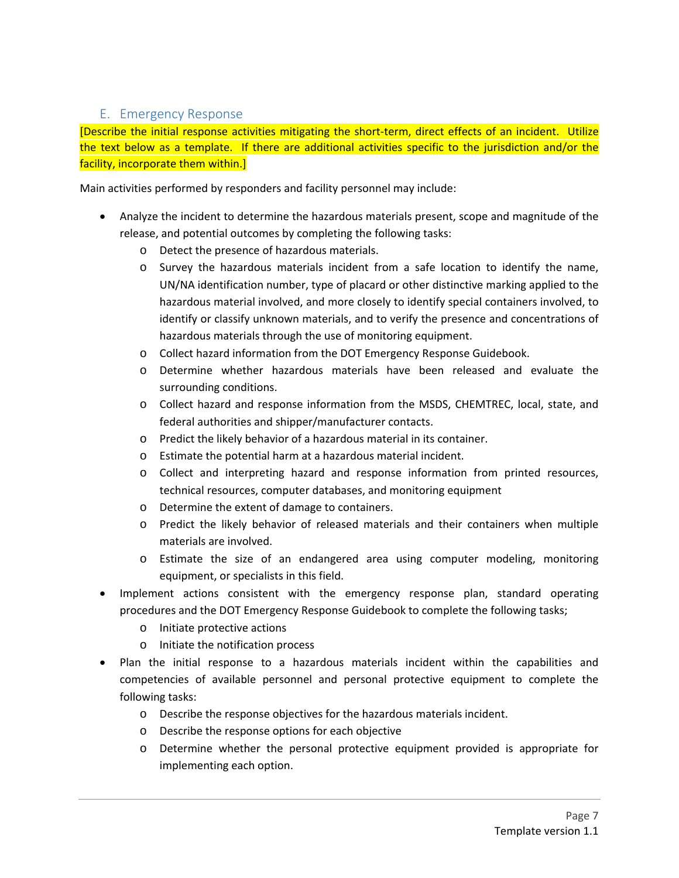## E. Emergency Response

[Describe the initial response activities mitigating the short-term, direct effects of an incident. Utilize the text below as a template. If there are additional activities specific to the jurisdiction and/or the facility, incorporate them within.]

Main activities performed by responders and facility personnel may include:

- Analyze the incident to determine the hazardous materials present, scope and magnitude of the release, and potential outcomes by completing the following tasks:
  - Detect the presence of hazardous materials.
  - Survey the hazardous materials incident from a safe location to identify the name, UN/NA identification number, type of placard or other distinctive marking applied to the hazardous material involved, and more closely to identify special containers involved, to identify or classify unknown materials, and to verify the presence and concentrations of hazardous materials through the use of monitoring equipment.
  - Collect hazard information from the DOT Emergency Response Guidebook.
  - Determine whether hazardous materials have been released and evaluate the surrounding conditions.
  - Collect hazard and response information from the MSDS, CHEMTREC, local, state, and federal authorities and shipper/manufacturer contacts.
  - Predict the likely behavior of a hazardous material in its container.
  - Estimate the potential harm at a hazardous material incident.
  - Collect and interpreting hazard and response information from printed resources, technical resources, computer databases, and monitoring equipment
  - Determine the extent of damage to containers.
  - Predict the likely behavior of released materials and their containers when multiple materials are involved.
  - Estimate the size of an endangered area using computer modeling, monitoring equipment, or specialists in this field.
- Implement actions consistent with the emergency response plan, standard operating procedures and the DOT Emergency Response Guidebook to complete the following tasks;
  - Initiate protective actions
  - Initiate the notification process
- Plan the initial response to a hazardous materials incident within the capabilities and competencies of available personnel and personal protective equipment to complete the following tasks:
  - Describe the response objectives for the hazardous materials incident.
  - Describe the response options for each objective
  - Determine whether the personal protective equipment provided is appropriate for implementing each option.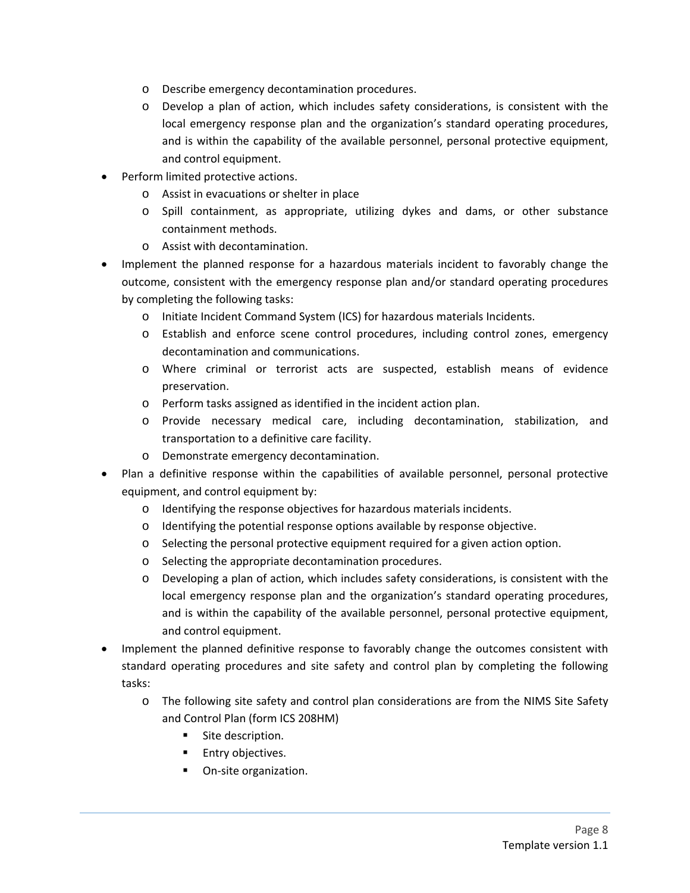- Describe emergency decontamination procedures.
  - Develop a plan of action, which includes safety considerations, is consistent with the local emergency response plan and the organization's standard operating procedures, and is within the capability of the available personnel, personal protective equipment, and control equipment.
- Perform limited protective actions.
  - Assist in evacuations or shelter in place
  - Spill containment, as appropriate, utilizing dykes and dams, or other substance containment methods.
  - Assist with decontamination.
- Implement the planned response for a hazardous materials incident to favorably change the outcome, consistent with the emergency response plan and/or standard operating procedures by completing the following tasks:
  - Initiate Incident Command System (ICS) for hazardous materials Incidents.
  - Establish and enforce scene control procedures, including control zones, emergency decontamination and communications.
  - Where criminal or terrorist acts are suspected, establish means of evidence preservation.
  - Perform tasks assigned as identified in the incident action plan.
  - Provide necessary medical care, including decontamination, stabilization, and transportation to a definitive care facility.
  - Demonstrate emergency decontamination.
- Plan a definitive response within the capabilities of available personnel, personal protective equipment, and control equipment by:
  - Identifying the response objectives for hazardous materials incidents.
  - Identifying the potential response options available by response objective.
  - Selecting the personal protective equipment required for a given action option.
  - Selecting the appropriate decontamination procedures.
  - Developing a plan of action, which includes safety considerations, is consistent with the local emergency response plan and the organization's standard operating procedures, and is within the capability of the available personnel, personal protective equipment, and control equipment.
- Implement the planned definitive response to favorably change the outcomes consistent with standard operating procedures and site safety and control plan by completing the following tasks:
  - The following site safety and control plan considerations are from the NIMS Site Safety and Control Plan (form ICS 208HM)
    - Site description.
    - Entry objectives.
    - On-site organization.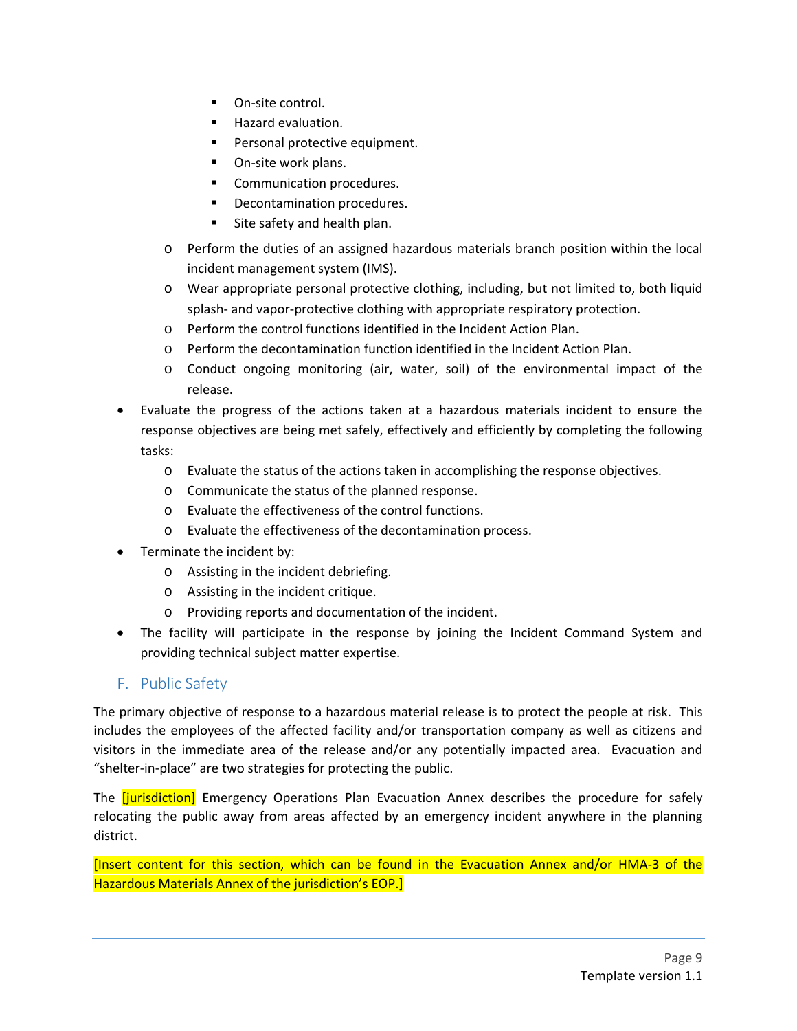- On-site control.
        - Hazard evaluation.
        - Personal protective equipment.
        - On-site work plans.
        - Communication procedures.
        - Decontamination procedures.
        - Site safety and health plan.
    - Perform the duties of an assigned hazardous materials branch position within the local incident management system (IMS).
    - Wear appropriate personal protective clothing, including, but not limited to, both liquid splash- and vapor-protective clothing with appropriate respiratory protection.
    - Perform the control functions identified in the Incident Action Plan.
    - Perform the decontamination function identified in the Incident Action Plan.
    - Conduct ongoing monitoring (air, water, soil) of the environmental impact of the release.
- Evaluate the progress of the actions taken at a hazardous materials incident to ensure the response objectives are being met safely, effectively and efficiently by completing the following tasks:
    - Evaluate the status of the actions taken in accomplishing the response objectives.
    - Communicate the status of the planned response.
    - Evaluate the effectiveness of the control functions.
    - Evaluate the effectiveness of the decontamination process.
- Terminate the incident by:
    - Assisting in the incident debriefing.
    - Assisting in the incident critique.
    - Providing reports and documentation of the incident.
- The facility will participate in the response by joining the Incident Command System and providing technical subject matter expertise.

## F. Public Safety

The primary objective of response to a hazardous material release is to protect the people at risk. This includes the employees of the affected facility and/or transportation company as well as citizens and visitors in the immediate area of the release and/or any potentially impacted area. Evacuation and "shelter-in-place" are two strategies for protecting the public.

The [jurisdiction] Emergency Operations Plan Evacuation Annex describes the procedure for safely relocating the public away from areas affected by an emergency incident anywhere in the planning district.

[Insert content for this section, which can be found in the Evacuation Annex and/or HMA-3 of the Hazardous Materials Annex of the jurisdiction's EOP.]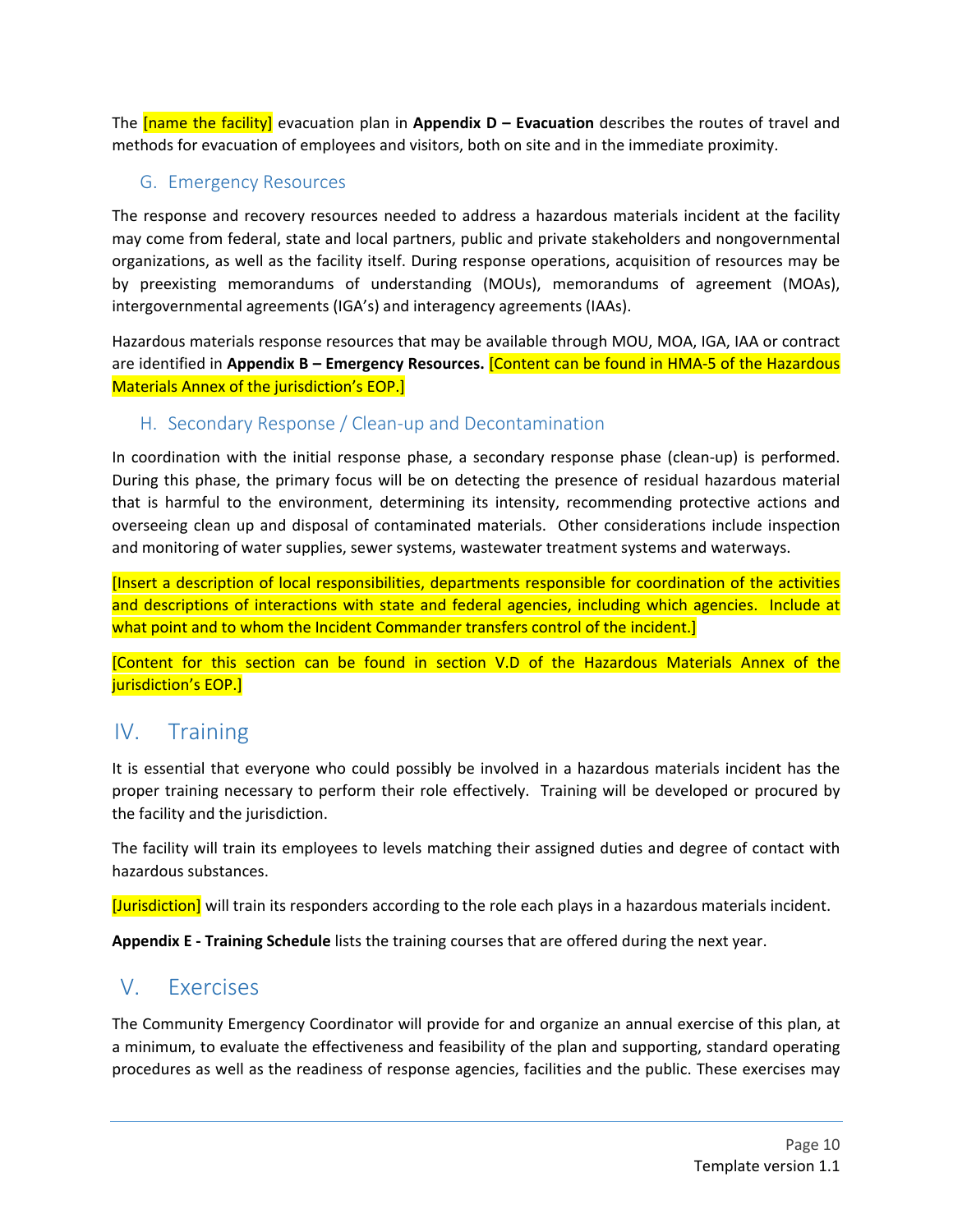The [name the facility] evacuation plan in **Appendix D – Evacuation** describes the routes of travel and methods for evacuation of employees and visitors, both on site and in the immediate proximity.

### G. Emergency Resources

The response and recovery resources needed to address a hazardous materials incident at the facility may come from federal, state and local partners, public and private stakeholders and nongovernmental organizations, as well as the facility itself. During response operations, acquisition of resources may be by preexisting memorandums of understanding (MOUs), memorandums of agreement (MOAs), intergovernmental agreements (IGA's) and interagency agreements (IAAs).

Hazardous materials response resources that may be available through MOU, MOA, IGA, IAA or contract are identified in **Appendix B – Emergency Resources.** [Content can be found in HMA-5 of the Hazardous Materials Annex of the jurisdiction's EOP.]

### H. Secondary Response / Clean-up and Decontamination

In coordination with the initial response phase, a secondary response phase (clean-up) is performed. During this phase, the primary focus will be on detecting the presence of residual hazardous material that is harmful to the environment, determining its intensity, recommending protective actions and overseeing clean up and disposal of contaminated materials. Other considerations include inspection and monitoring of water supplies, sewer systems, wastewater treatment systems and waterways.

[Insert a description of local responsibilities, departments responsible for coordination of the activities and descriptions of interactions with state and federal agencies, including which agencies. Include at what point and to whom the Incident Commander transfers control of the incident.]

[Content for this section can be found in section V.D of the Hazardous Materials Annex of the jurisdiction's EOP.]

## IV. Training

It is essential that everyone who could possibly be involved in a hazardous materials incident has the proper training necessary to perform their role effectively. Training will be developed or procured by the facility and the jurisdiction.

The facility will train its employees to levels matching their assigned duties and degree of contact with hazardous substances.

[Jurisdiction] will train its responders according to the role each plays in a hazardous materials incident.

**Appendix E - Training Schedule** lists the training courses that are offered during the next year.

## V. Exercises

The Community Emergency Coordinator will provide for and organize an annual exercise of this plan, at a minimum, to evaluate the effectiveness and feasibility of the plan and supporting, standard operating procedures as well as the readiness of response agencies, facilities and the public. These exercises may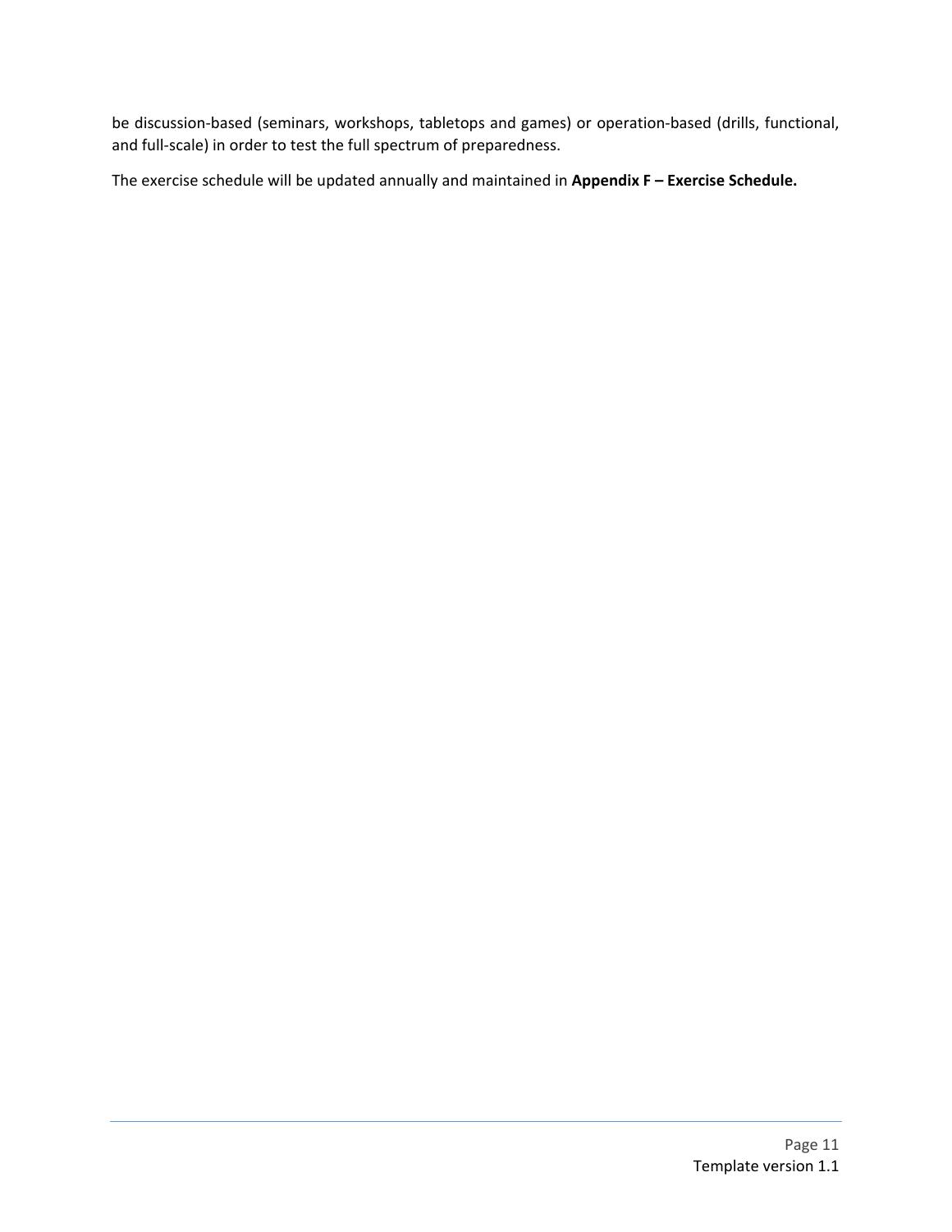be discussion-based (seminars, workshops, tabletops and games) or operation-based (drills, functional, and full-scale) in order to test the full spectrum of preparedness.

The exercise schedule will be updated annually and maintained in **Appendix F – Exercise Schedule.**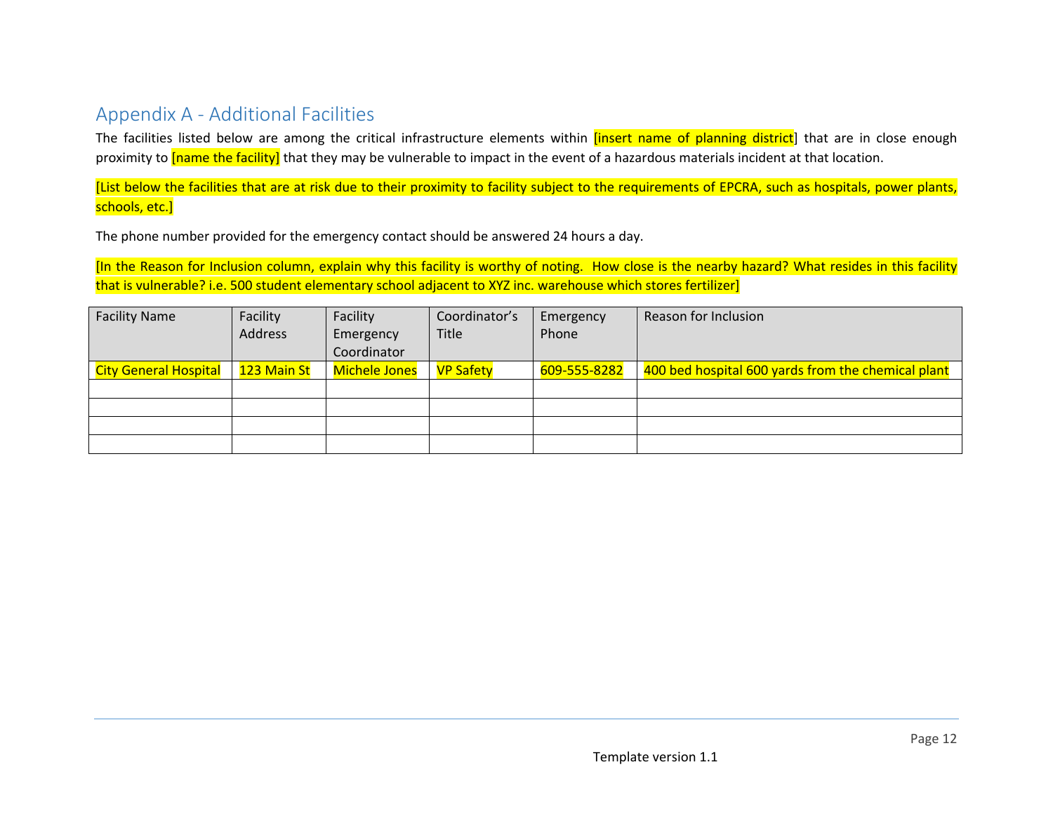## Appendix A - Additional Facilities

The facilities listed below are among the critical infrastructure elements within [insert name of planning district] that are in close enough proximity to [name the facility] that they may be vulnerable to impact in the event of a hazardous materials incident at that location.

[List below the facilities that are at risk due to their proximity to facility subject to the requirements of EPCRA, such as hospitals, power plants, schools, etc.]

The phone number provided for the emergency contact should be answered 24 hours a day.

[In the Reason for Inclusion column, explain why this facility is worthy of noting. How close is the nearby hazard? What resides in this facility that is vulnerable? i.e. 500 student elementary school adjacent to XYZ inc. warehouse which stores fertilizer]

| Facility Name | Facility Address | Facility Emergency Coordinator | Coordinator's Title | Emergency Phone | Reason for Inclusion |
|---|---|---|---|---|---|
| City General Hospital | 123 Main St | Michele Jones | VP Safety | 609-555-8282 | 400 bed hospital 600 yards from the chemical plant |
| | | | | | |
| | | | | | |
| | | | | | |
| | | | | | |

Template version 1.1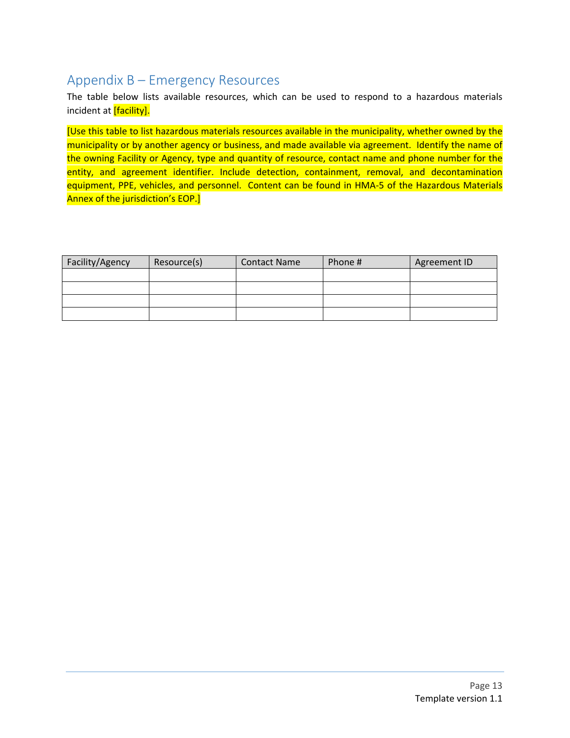## Appendix B – Emergency Resources

The table below lists available resources, which can be used to respond to a hazardous materials incident at [facility].

[Use this table to list hazardous materials resources available in the municipality, whether owned by the municipality or by another agency or business, and made available via agreement. Identify the name of the owning Facility or Agency, type and quantity of resource, contact name and phone number for the entity, and agreement identifier. Include detection, containment, removal, and decontamination equipment, PPE, vehicles, and personnel. Content can be found in HMA-5 of the Hazardous Materials Annex of the jurisdiction's EOP.]

| Facility/Agency | Resource(s) | Contact Name | Phone # | Agreement ID |
| --- | --- | --- | --- | --- |
| | | | | |
| | | | | |
| | | | | |
| | | | | |

Template version 1.1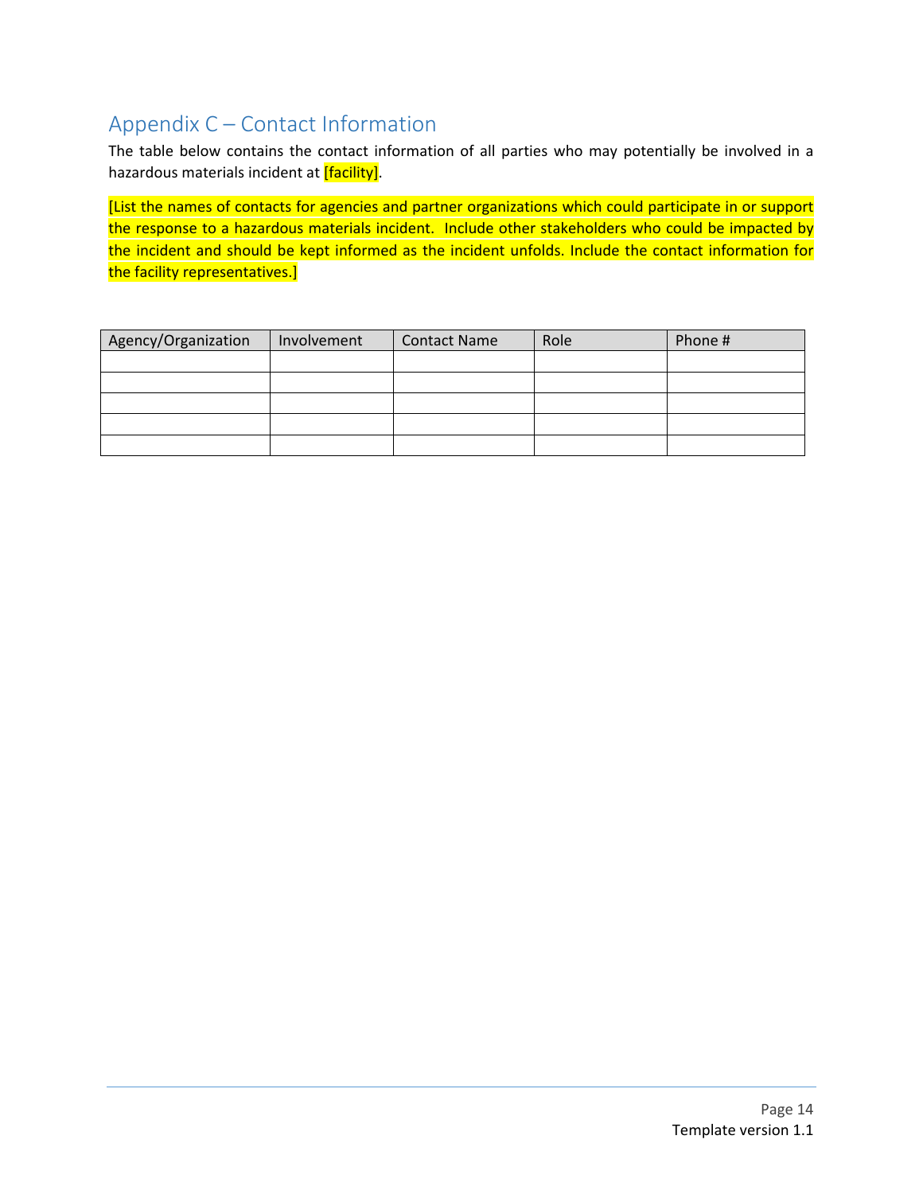## Appendix C – Contact Information

The table below contains the contact information of all parties who may potentially be involved in a hazardous materials incident at [facility].

[List the names of contacts for agencies and partner organizations which could participate in or support the response to a hazardous materials incident. Include other stakeholders who could be impacted by the incident and should be kept informed as the incident unfolds. Include the contact information for the facility representatives.]

| Agency/Organization | Involvement | Contact Name | Role | Phone # |
| --- | --- | --- | --- | --- |
| | | | | |
| | | | | |
| | | | | |
| | | | | |
| | | | | |

Template version 1.1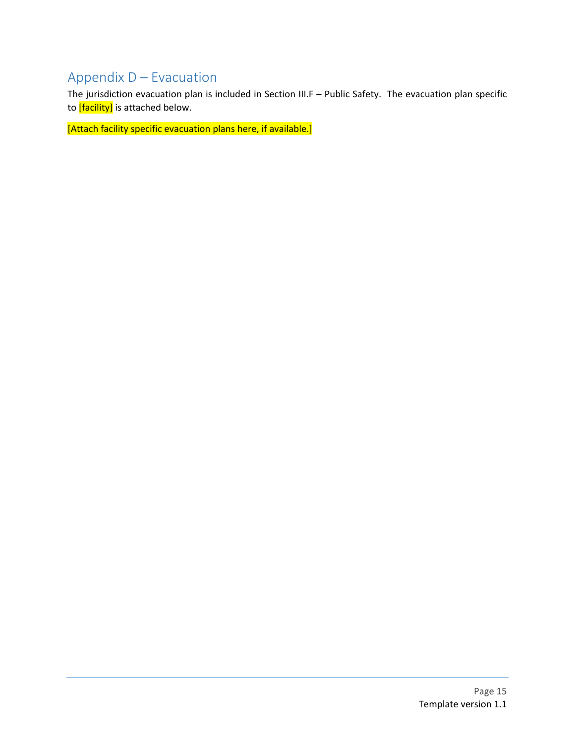## Appendix D – Evacuation

The jurisdiction evacuation plan is included in Section III.F – Public Safety. The evacuation plan specific to [facility] is attached below.

[Attach facility specific evacuation plans here, if available.]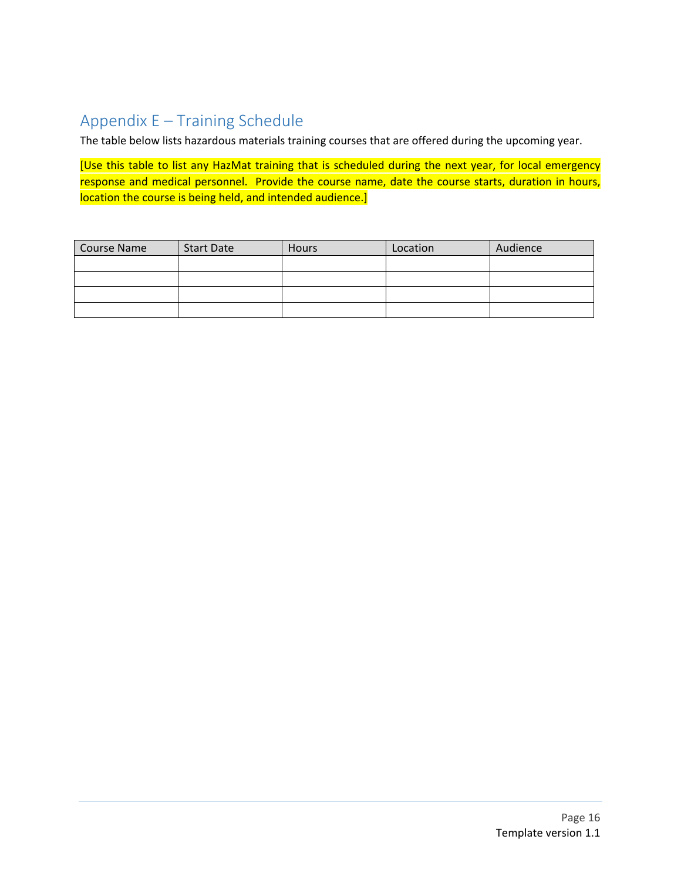## Appendix E – Training Schedule

The table below lists hazardous materials training courses that are offered during the upcoming year.

[Use this table to list any HazMat training that is scheduled during the next year, for local emergency response and medical personnel. Provide the course name, date the course starts, duration in hours, location the course is being held, and intended audience.]

| Course Name | Start Date | Hours | Location | Audience |
|---|---|---|---|---|
| | | | | |
| | | | | |
| | | | | |
| | | | | |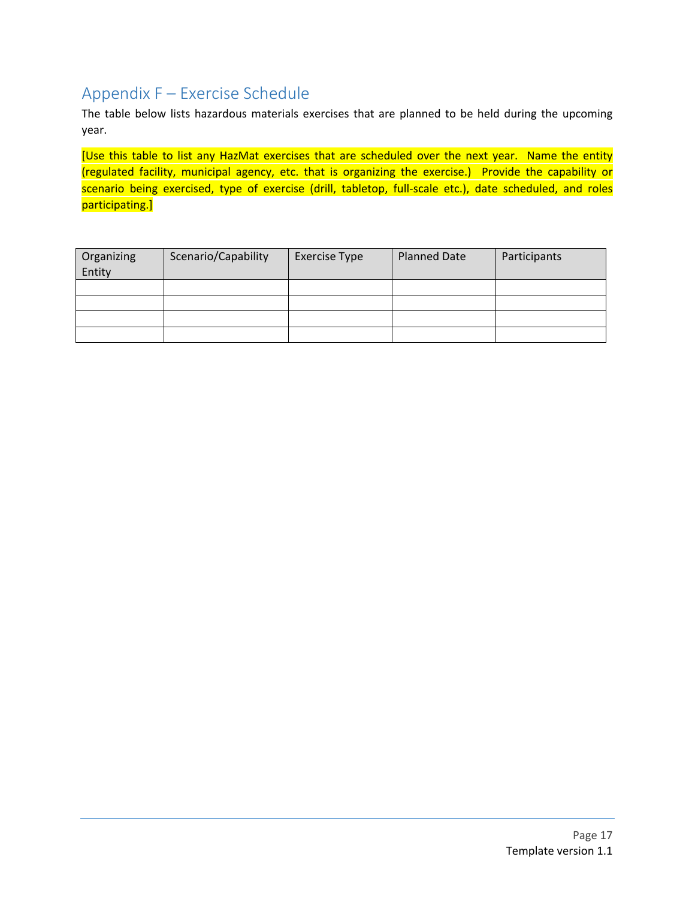## Appendix F – Exercise Schedule

The table below lists hazardous materials exercises that are planned to be held during the upcoming year.

[Use this table to list any HazMat exercises that are scheduled over the next year. Name the entity (regulated facility, municipal agency, etc. that is organizing the exercise.) Provide the capability or scenario being exercised, type of exercise (drill, tabletop, full-scale etc.), date scheduled, and roles participating.]

| Organizing Entity | Scenario/Capability | Exercise Type | Planned Date | Participants |
|---|---|---|---|---|
| | | | | |
| | | | | |
| | | | | |
| | | | | |

Template version 1.1